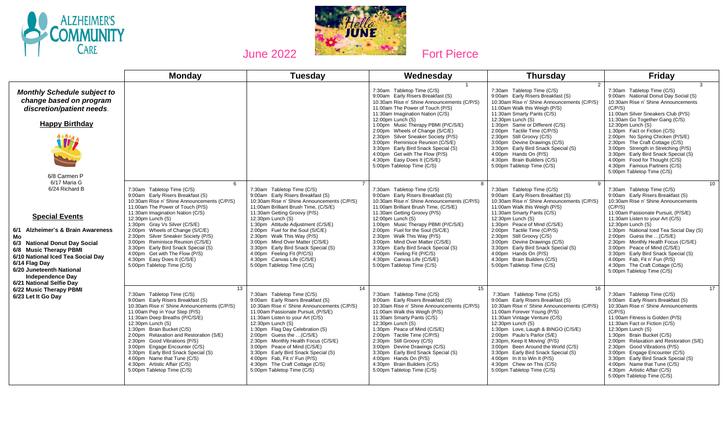# ALZHEIMER'S COMMUNITY CARE

June 2022 — Hello JUNE — Fort Pierce

***Monthly Schedule subject to change based on program discretion/patient needs.***

**Happy Birthday**

6/8 Carmen P
6/17 Maria G
6/24 Richard B

**Special Events**

**6/1 Alzheimer's & Brain Awareness Mo**
**6/3 National Donut Day Social**
**6/8 Music Therapy PBMI**
**6/10 National Iced Tea Social Day**
**6/14 Flag Day**
**6/20 Juneteenth National Independence Day**
**6/21 National Selfie Day**
**6/22 Music Therapy PBMI**
**6/23 Let It Go Day**

| Monday | Tuesday | Wednesday | Thursday | Friday |
|---|---|---|---|---|
| | | 1<br>7:30am Tabletop Time (C/S)<br>9:00am Early Risers Breakfast (S)<br>10:30am Rise n' Shine Announcements (C/P/S)<br>11:00am The Power of Touch (P/S)<br>11:30am Imagination Nation (C/S)<br>12:00pm Lunch (S)<br>1:00pm Music Therapy PBMI (P/C/S/E)<br>2:00pm Wheels of Change (S/C/E)<br>2:30pm Silver Sneaker Society (P/S)<br>3:00pm Reminisce Reunion (C/S/E)<br>3:30pm Early Bird Snack Special (S)<br>4:00pm Get with The Flow (P/S)<br>4:30pm Easy Does It (C/S/E)<br>5:00pm Tabletop Time (C/S) | 2<br>7:30am Tabletop Time (C/S)<br>9:00am Early Risers Breakfast (S)<br>10:30am Rise n' Shine Announcements (C/P/S)<br>11:00am Walk this Weigh (P/S)<br>11:30am Smarty Pants (C/S)<br>12:30pm Lunch (S)<br>1:30pm Same or Different (C/S)<br>2:00pm Tactile Time (C/P/S)<br>2:30pm Still Groovy (C/S)<br>3:00pm Devine Drawings (C/S)<br>3:30pm Early Bird Snack Special (S)<br>4:00pm Hands On (P/S)<br>4:30pm Brain Builders (C/S)<br>5:00pm Tabletop Time (C/S) | 3<br>7:30am Tabletop Time (C/S)<br>9:00am National Donut Day Social (S)<br>10:30am Rise n' Shine Announcements (C/P/S)<br>11:00am Silver Sneakers Club (P/S)<br>11:30am Go Together Gang (C/S)<br>12:30pm Lunch (S)<br>1:30pm Fact or Fiction (C/S)<br>2:00pm No Spring Chicken (P/S/E)<br>2:30pm The Craft Cottage (C/S)<br>3:00pm Strength in Stretching (P/S)<br>3:30pm Early Bird Snack Special (S)<br>4:00pm Food for Thought (C/S)<br>4:30pm Famous Partners (C/S)<br>5:00pm Tabletop Time (C/S) |
| 6<br>7:30am Tabletop Time (C/S)<br>9:00am Early Risers Breakfast (S)<br>10:30am Rise n' Shine Announcements (C/P/S)<br>11:00am The Power of Touch (P/S)<br>11:30am Imagination Nation (C/S)<br>12:30pm Lunch (S)<br>1:30pm Gray Vs Silver (C/S/E)<br>2:00pm Wheels of Change (S/C/E)<br>2:30pm Silver Sneaker Society (P/S)<br>3:00pm Reminisce Reunion (C/S/E)<br>3:30pm Early Bird Snack Special (S)<br>4:00pm Get with The Flow (P/S)<br>4:30pm Easy Does It (C/S/E)<br>5:00pm Tabletop Time (C/S) | 7<br>7:30am Tabletop Time (C/S)<br>9:00am Early Risers Breakfast (S)<br>10:30am Rise n' Shine Announcements (C/P/S)<br>11:00am Brilliant Brush Time, (C/S/E)<br>11:30am Getting Groovy (P/S)<br>12:30pm Lunch (S)<br>1:30pm Attitude Adjustment (C/S/E)<br>2:00pm Fuel for the Soul (S/C/E)<br>2:30pm Walk This Way (P/S)<br>3:00pm Mind Over Matter (C/S/E)<br>3:30pm Early Bird Snack Special (S)<br>4:00pm Feeling Fit (P/C/S)<br>4:30pm Canvas Life (C/S/E)<br>5:00pm Tabletop Time (C/S) | 8<br>7:30am Tabletop Time (C/S)<br>9:00am Early Risers Breakfast (S)<br>10:30am Rise n' Shine Announcements (C/P/S)<br>11:00am Brilliant Brush Time, (C/S/E)<br>11:30am Getting Groovy (P/S)<br>12:00pm Lunch (S)<br>1:00pm Music Therapy PBMI (P/C/S/E)<br>2:00pm Fuel for the Soul (S/C/E)<br>2:30pm Walk This Way (P/S)<br>3:00pm Mind Over Matter (C/S/E)<br>3:30pm Early Bird Snack Special (S)<br>4:00pm Feeling Fit (P/C/S)<br>4:30pm Canvas Life (C/S/E)<br>5:00pm Tabletop Time (C/S) | 9<br>7:30am Tabletop Time (C/S)<br>9:00am Early Risers Breakfast (S)<br>10:30am Rise n' Shine Announcements (C/P/S)<br>11:00am Walk this Weigh (P/S)<br>11:30am Smarty Pants (C/S)<br>12:30pm Lunch (S)<br>1:30pm Peace of Mind (C/S/E)<br>2:00pm Tactile Time (C/P/S)<br>2:30pm Still Groovy (C/S)<br>3:00pm Devine Drawings (C/S)<br>3:30pm Early Bird Snack Special (S)<br>4:00pm Hands On (P/S)<br>4:30pm Brain Builders (C/S)<br>5:00pm Tabletop Time (C/S) | 10<br>7:30am Tabletop Time (C/S)<br>9:00am Early Risers Breakfast (S)<br>10:30am Rise n' Shine Announcements (C/P/S)<br>11:00am Passionate Pursuit, (P/S/E)<br>11:30am Listen to your Art (C/S)<br>12:30pm Lunch (S)<br>1:30pm National Iced Tea Social Day (S)<br>2:00pm Guess the …(C/S/E)<br>2:30pm Monthly Health Focus (C/S/E)<br>3:00pm Peace of Mind (C/S/E)<br>3:30pm Early Bird Snack Special (S)<br>4:00pm Fab, Fit n' Fun (P/S)<br>4:30pm The Craft Cottage (C/S)<br>5:00pm Tabletop Time (C/S) |
| 13<br>7:30am Tabletop Time (C/S)<br>9:00am Early Risers Breakfast (S)<br>10:30am Rise n' Shine Announcements (C/P/S)<br>11:00am Pep in Your Step (P/S)<br>11:30am Deep Breaths (P/C/S/E)<br>12:30pm Lunch (S)<br>1:30pm Brain Bucket (C/S)<br>2:00pm Relaxation and Restoration (S/E)<br>2:30pm Good Vibrations (P/S)<br>3:00pm Engage Encounter (C/S)<br>3:30pm Early Bird Snack Special (S)<br>4:00pm Name that Tune (C/S)<br>4:30pm Artistic Affair (C/S)<br>5:00pm Tabletop Time (C/S) | 14<br>7:30am Tabletop Time (C/S)<br>9:00am Early Risers Breakfast (S)<br>10:30am Rise n' Shine Announcements (C/P/S)<br>11:00am Passionate Pursuit, (P/S/E)<br>11:30am Listen to your Art (C/S)<br>12:30pm Lunch (S)<br>1:30pm Flag Day Celebration (S)<br>2:00pm Guess the …(C/S/E)<br>2:30pm Monthly Health Focus (C/S/E)<br>3:00pm Peace of Mind (C/S/E)<br>3:30pm Early Bird Snack Special (S)<br>4:00pm Fab, Fit n' Fun (P/S)<br>4:30pm The Craft Cottage (C/S)<br>5:00pm Tabletop Time (C/S) | 15<br>7:30am Tabletop Time (C/S)<br>9:00am Early Risers Breakfast (S)<br>10:30am Rise n' Shine Announcements (C/P/S)<br>11:00am Walk this Weigh (P/S)<br>11:30am Smarty Pants (C/S)<br>12:30pm Lunch (S)<br>1:30pm Peace of Mind (C/S/E)<br>2:00pm Tactile Time (C/P/S)<br>2:30pm Still Groovy (C/S)<br>3:00pm Devine Drawings (C/S)<br>3:30pm Early Bird Snack Special (S)<br>4:00pm Hands On (P/S)<br>4:30pm Brain Builders (C/S)<br>5:00pm Tabletop Time (C/S) | 16<br>7:30am Tabletop Time (C/S)<br>9:00am Early Risers Breakfast (S)<br>10:30am Rise n' Shine Announcements (C/P/S)<br>11:00am Forever Young (P/S)<br>11:30am Vintage Venture (C/S)<br>12:30pm Lunch (S)<br>1:30pm Love, Laugh & BINGO (C/S/E)<br>2:00pm Paulo's Parlor (S/E)<br>2:30pm, Keep It Moving' (P/S)<br>3:00pm Been Around the World (C/S)<br>3:30pm Early Bird Snack Special (S)<br>4:00pm In It to Win It (P/S)<br>4:30pm Chew on This (C/S)<br>5:00pm Tabletop Time (C/S) | 17<br>7:30am Tabletop Time (C/S)<br>9:00am Early Risers Breakfast (S)<br>10:30am Rise n' Shine Announcements (C/P/S)<br>11:00am Fitness is Golden (P/S)<br>11:30am Fact or Fiction (C/S)<br>12:30pm Lunch (S)<br>1:30pm Brain Bucket (C/S)<br>2:00pm Relaxation and Restoration (S/E)<br>2:30pm Good Vibrations (P/S)<br>3:00pm Engage Encounter (C/S)<br>3:30pm Early Bird Snack Special (S)<br>4:00pm Name that Tune (C/S)<br>4:30pm Artistic Affair (C/S)<br>5:00pm Tabletop Time (C/S) |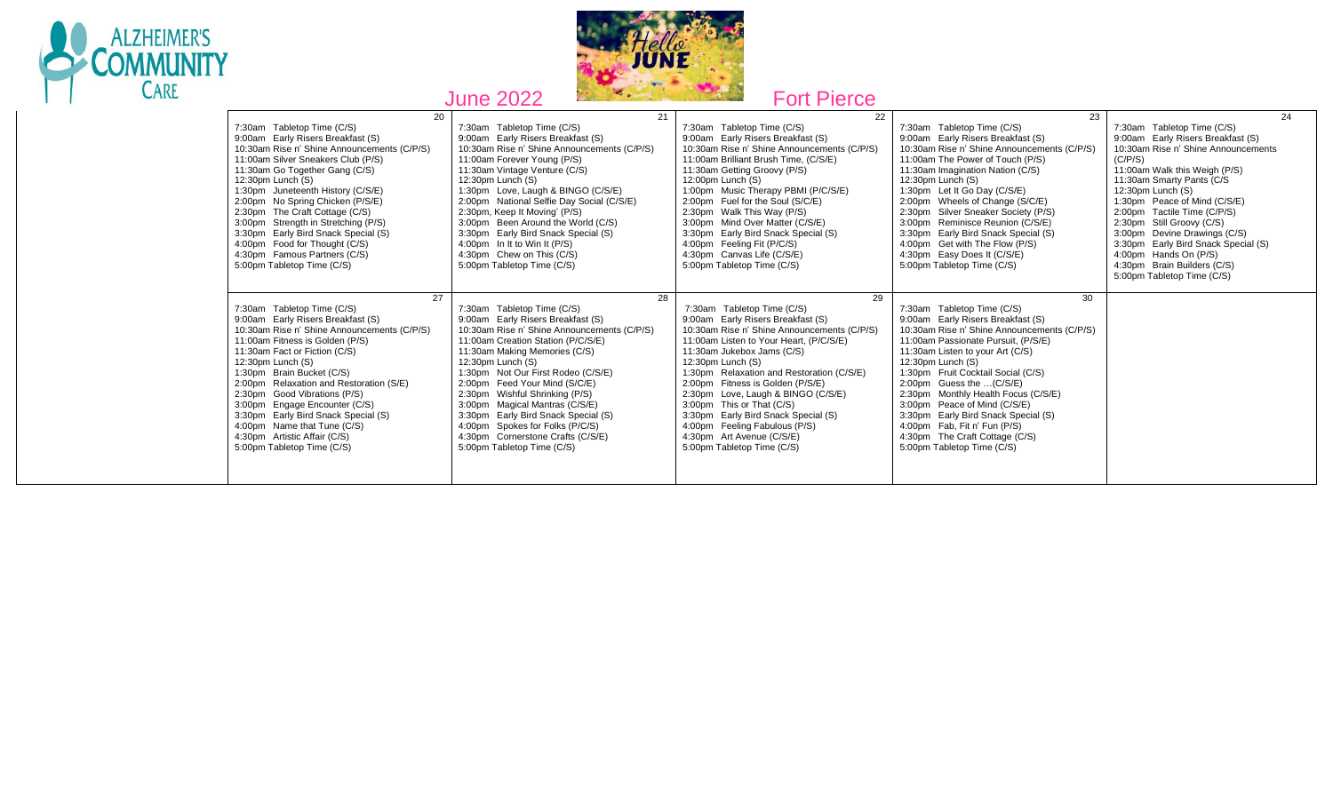# June 2022 — Fort Pierce

ALZHEIMER'S COMMUNITY CARE

Hello JUNE

| 20 | 21 | 22 | 23 | 24 |
|---|---|---|---|---|
| 7:30am Tabletop Time (C/S)<br>9:00am Early Risers Breakfast (S)<br>10:30am Rise n' Shine Announcements (C/P/S)<br>11:00am Silver Sneakers Club (P/S)<br>11:30am Go Together Gang (C/S)<br>12:30pm Lunch (S)<br>1:30pm Juneteenth History (C/S/E)<br>2:00pm No Spring Chicken (P/S/E)<br>2:30pm The Craft Cottage (C/S)<br>3:00pm Strength in Stretching (P/S)<br>3:30pm Early Bird Snack Special (S)<br>4:00pm Food for Thought (C/S)<br>4:30pm Famous Partners (C/S)<br>5:00pm Tabletop Time (C/S) | 7:30am Tabletop Time (C/S)<br>9:00am Early Risers Breakfast (S)<br>10:30am Rise n' Shine Announcements (C/P/S)<br>11:00am Forever Young (P/S)<br>11:30am Vintage Venture (C/S)<br>12:30pm Lunch (S)<br>1:30pm Love, Laugh & BINGO (C/S/E)<br>2:00pm National Selfie Day Social (C/S/E)<br>2:30pm, Keep It Moving' (P/S)<br>3:00pm Been Around the World (C/S)<br>3:30pm Early Bird Snack Special (S)<br>4:00pm In It to Win It (P/S)<br>4:30pm Chew on This (C/S)<br>5:00pm Tabletop Time (C/S) | 7:30am Tabletop Time (C/S)<br>9:00am Early Risers Breakfast (S)<br>10:30am Rise n' Shine Announcements (C/P/S)<br>11:00am Brilliant Brush Time, (C/S/E)<br>11:30am Getting Groovy (P/S)<br>12:00pm Lunch (S)<br>1:00pm Music Therapy PBMI (P/C/S/E)<br>2:00pm Fuel for the Soul (S/C/E)<br>2:30pm Walk This Way (P/S)<br>3:00pm Mind Over Matter (C/S/E)<br>3:30pm Early Bird Snack Special (S)<br>4:00pm Feeling Fit (P/C/S)<br>4:30pm Canvas Life (C/S/E)<br>5:00pm Tabletop Time (C/S) | 7:30am Tabletop Time (C/S)<br>9:00am Early Risers Breakfast (S)<br>10:30am Rise n' Shine Announcements (C/P/S)<br>11:00am The Power of Touch (P/S)<br>11:30am Imagination Nation (C/S)<br>12:30pm Lunch (S)<br>1:30pm Let It Go Day (C/S/E)<br>2:00pm Wheels of Change (S/C/E)<br>2:30pm Silver Sneaker Society (P/S)<br>3:00pm Reminisce Reunion (C/S/E)<br>3:30pm Early Bird Snack Special (S)<br>4:00pm Get with The Flow (P/S)<br>4:30pm Easy Does It (C/S/E)<br>5:00pm Tabletop Time (C/S) | 7:30am Tabletop Time (C/S)<br>9:00am Early Risers Breakfast (S)<br>10:30am Rise n' Shine Announcements (C/P/S)<br>11:00am Walk this Weigh (P/S)<br>11:30am Smarty Pants (C/S<br>12:30pm Lunch (S)<br>1:30pm Peace of Mind (C/S/E)<br>2:00pm Tactile Time (C/P/S)<br>2:30pm Still Groovy (C/S)<br>3:00pm Devine Drawings (C/S)<br>3:30pm Early Bird Snack Special (S)<br>4:00pm Hands On (P/S)<br>4:30pm Brain Builders (C/S)<br>5:00pm Tabletop Time (C/S) |
| **27** | **28** | **29** | **30** | |
| 7:30am Tabletop Time (C/S)<br>9:00am Early Risers Breakfast (S)<br>10:30am Rise n' Shine Announcements (C/P/S)<br>11:00am Fitness is Golden (P/S)<br>11:30am Fact or Fiction (C/S)<br>12:30pm Lunch (S)<br>1:30pm Brain Bucket (C/S)<br>2:00pm Relaxation and Restoration (S/E)<br>2:30pm Good Vibrations (P/S)<br>3:00pm Engage Encounter (C/S)<br>3:30pm Early Bird Snack Special (S)<br>4:00pm Name that Tune (C/S)<br>4:30pm Artistic Affair (C/S)<br>5:00pm Tabletop Time (C/S) | 7:30am Tabletop Time (C/S)<br>9:00am Early Risers Breakfast (S)<br>10:30am Rise n' Shine Announcements (C/P/S)<br>11:00am Creation Station (P/C/S/E)<br>11:30am Making Memories (C/S)<br>12:30pm Lunch (S)<br>1:30pm Not Our First Rodeo (C/S/E)<br>2:00pm Feed Your Mind (S/C/E)<br>2:30pm Wishful Shrinking (P/S)<br>3:00pm Magical Mantras (C/S/E)<br>3:30pm Early Bird Snack Special (S)<br>4:00pm Spokes for Folks (P/C/S)<br>4:30pm Cornerstone Crafts (C/S/E)<br>5:00pm Tabletop Time (C/S) | 7:30am Tabletop Time (C/S)<br>9:00am Early Risers Breakfast (S)<br>10:30am Rise n' Shine Announcements (C/P/S)<br>11:00am Listen to Your Heart, (P/C/S/E)<br>11:30am Jukebox Jams (C/S)<br>12:30pm Lunch (S)<br>1:30pm Relaxation and Restoration (C/S/E)<br>2:00pm Fitness is Golden (P/S/E)<br>2:30pm Love, Laugh & BINGO (C/S/E)<br>3:00pm This or That (C/S)<br>3:30pm Early Bird Snack Special (S)<br>4:00pm Feeling Fabulous (P/S)<br>4:30pm Art Avenue (C/S/E)<br>5:00pm Tabletop Time (C/S) | 7:30am Tabletop Time (C/S)<br>9:00am Early Risers Breakfast (S)<br>10:30am Rise n' Shine Announcements (C/P/S)<br>11:00am Passionate Pursuit, (P/S/E)<br>11:30am Listen to your Art (C/S)<br>12:30pm Lunch (S)<br>1:30pm Fruit Cocktail Social (C/S)<br>2:00pm Guess the …(C/S/E)<br>2:30pm Monthly Health Focus (C/S/E)<br>3:00pm Peace of Mind (C/S/E)<br>3:30pm Early Bird Snack Special (S)<br>4:00pm Fab, Fit n' Fun (P/S)<br>4:30pm The Craft Cottage (C/S)<br>5:00pm Tabletop Time (C/S) | |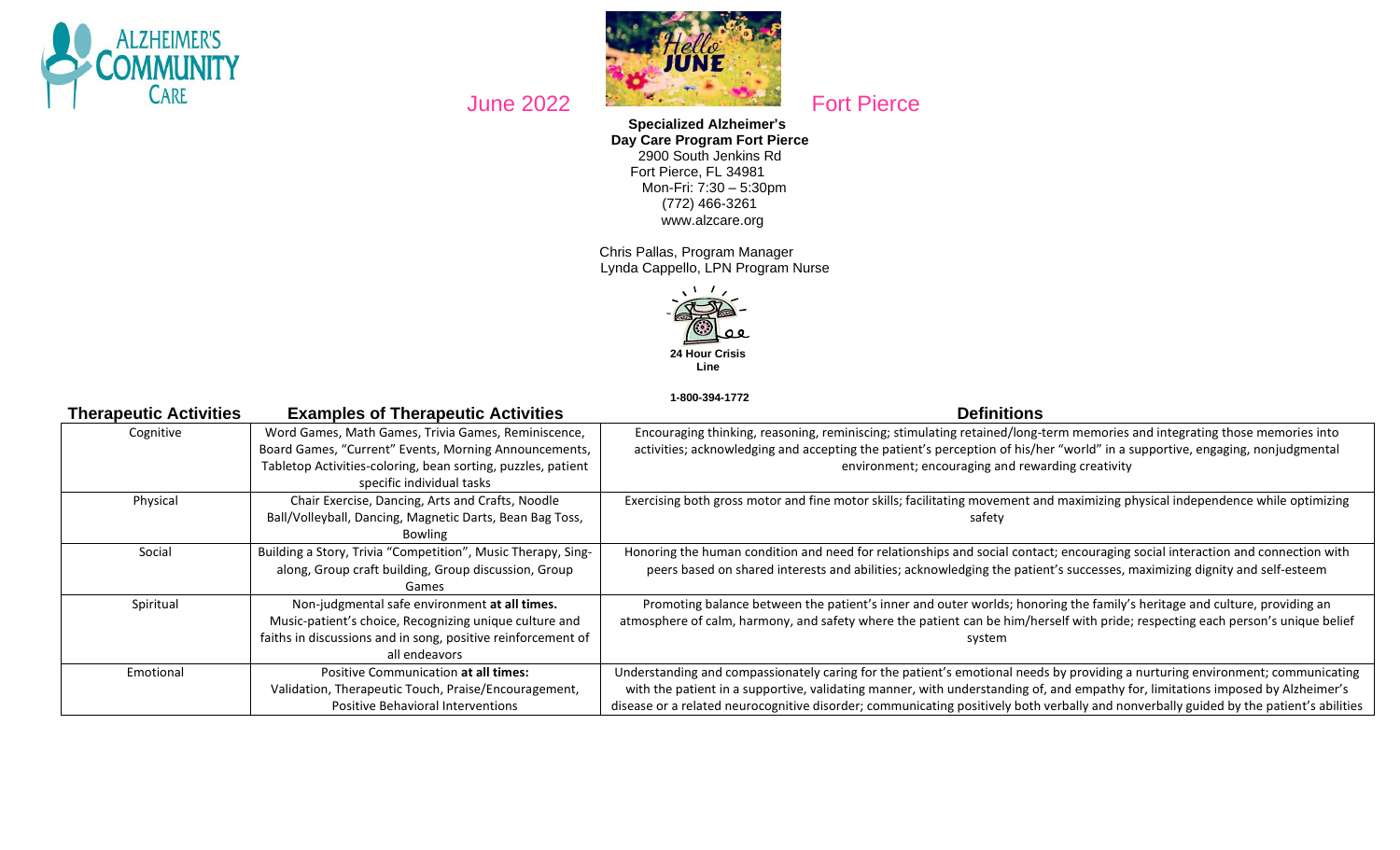ALZHEIMER'S COMMUNITY CARE

June 2022 Fort Pierce

**Specialized Alzheimer's Day Care Program Fort Pierce**
2900 South Jenkins Rd
Fort Pierce, FL 34981
Mon-Fri: 7:30 – 5:30pm
(772) 466-3261
www.alzcare.org

Chris Pallas, Program Manager
Lynda Cappello, LPN Program Nurse

**24 Hour Crisis Line**

**1-800-394-1772**

| Therapeutic Activities | Examples of Therapeutic Activities | Definitions |
|---|---|---|
| Cognitive | Word Games, Math Games, Trivia Games, Reminiscence, Board Games, "Current" Events, Morning Announcements, Tabletop Activities-coloring, bean sorting, puzzles, patient specific individual tasks | Encouraging thinking, reasoning, reminiscing; stimulating retained/long-term memories and integrating those memories into activities; acknowledging and accepting the patient's perception of his/her "world" in a supportive, engaging, nonjudgmental environment; encouraging and rewarding creativity |
| Physical | Chair Exercise, Dancing, Arts and Crafts, Noodle Ball/Volleyball, Dancing, Magnetic Darts, Bean Bag Toss, Bowling | Exercising both gross motor and fine motor skills; facilitating movement and maximizing physical independence while optimizing safety |
| Social | Building a Story, Trivia "Competition", Music Therapy, Sing-along, Group craft building, Group discussion, Group Games | Honoring the human condition and need for relationships and social contact; encouraging social interaction and connection with peers based on shared interests and abilities; acknowledging the patient's successes, maximizing dignity and self-esteem |
| Spiritual | Non-judgmental safe environment **at all times.** Music-patient's choice, Recognizing unique culture and faiths in discussions and in song, positive reinforcement of all endeavors | Promoting balance between the patient's inner and outer worlds; honoring the family's heritage and culture, providing an atmosphere of calm, harmony, and safety where the patient can be him/herself with pride; respecting each person's unique belief system |
| Emotional | Positive Communication **at all times:** Validation, Therapeutic Touch, Praise/Encouragement, Positive Behavioral Interventions | Understanding and compassionately caring for the patient's emotional needs by providing a nurturing environment; communicating with the patient in a supportive, validating manner, with understanding of, and empathy for, limitations imposed by Alzheimer's disease or a related neurocognitive disorder; communicating positively both verbally and nonverbally guided by the patient's abilities |